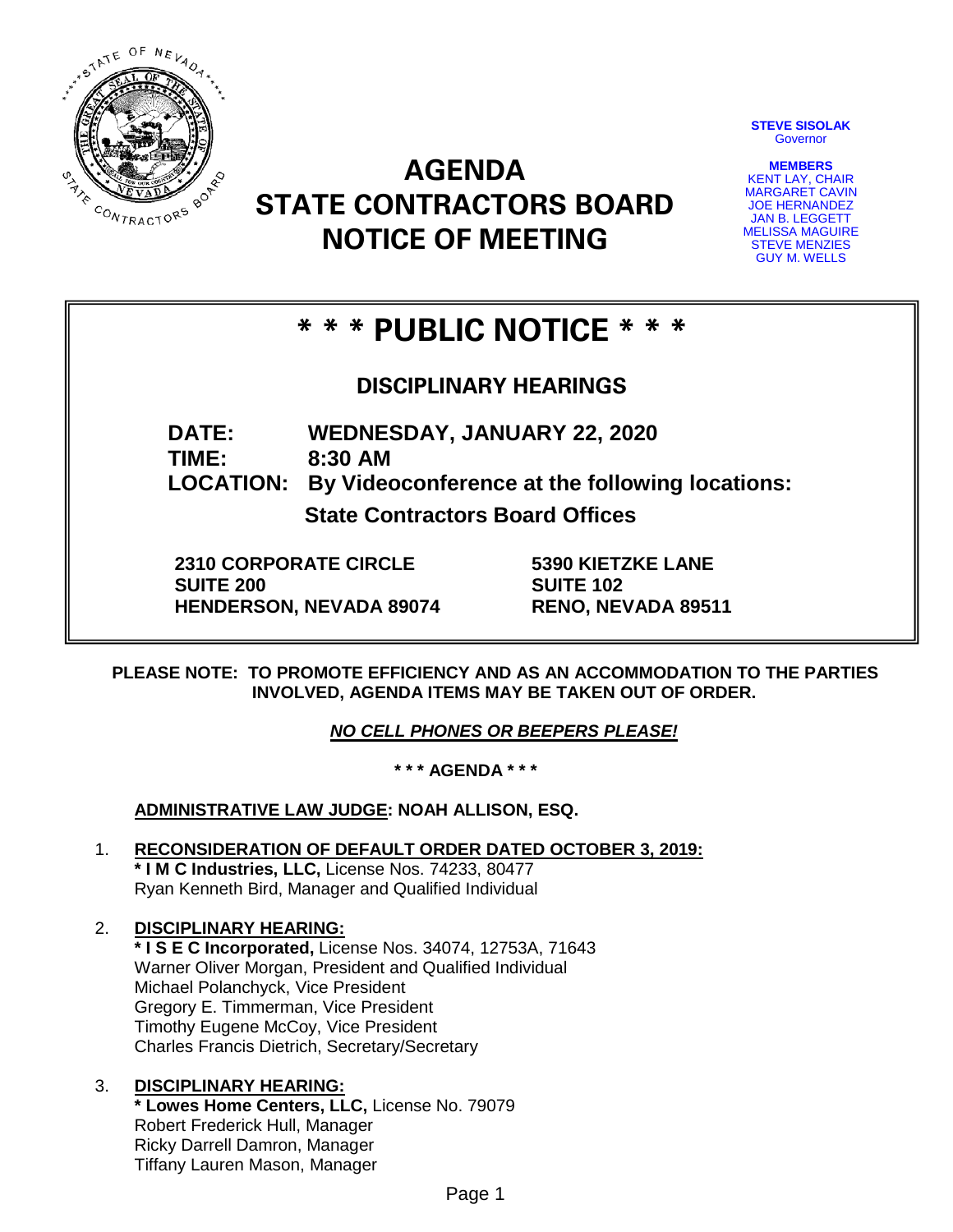# AGENDA
# STATE CONTRACTORS BOARD
# NOTICE OF MEETING

**STEVE SISOLAK**
Governor

**MEMBERS**
KENT LAY, CHAIR
MARGARET CAVIN
JOE HERNANDEZ
JAN B. LEGGETT
MELISSA MAGUIRE
STEVE MENZIES
GUY M. WELLS

## * * * PUBLIC NOTICE * * *

### DISCIPLINARY HEARINGS

**DATE:** **WEDNESDAY, JANUARY 22, 2020**
**TIME:** **8:30 AM**
**LOCATION:** **By Videoconference at the following locations:**

**State Contractors Board Offices**

**2310 CORPORATE CIRCLE**
**SUITE 200**
**HENDERSON, NEVADA 89074**

**5390 KIETZKE LANE**
**SUITE 102**
**RENO, NEVADA 89511**

**PLEASE NOTE: TO PROMOTE EFFICIENCY AND AS AN ACCOMMODATION TO THE PARTIES INVOLVED, AGENDA ITEMS MAY BE TAKEN OUT OF ORDER.**

***NO CELL PHONES OR BEEPERS PLEASE!***

**\* \* \* AGENDA \* \* \***

**ADMINISTRATIVE LAW JUDGE: NOAH ALLISON, ESQ.**

1. **RECONSIDERATION OF DEFAULT ORDER DATED OCTOBER 3, 2019:**
   **\* I M C Industries, LLC,** License Nos. 74233, 80477
   Ryan Kenneth Bird, Manager and Qualified Individual

2. **DISCIPLINARY HEARING:**
   **\* I S E C Incorporated,** License Nos. 34074, 12753A, 71643
   Warner Oliver Morgan, President and Qualified Individual
   Michael Polanchyck, Vice President
   Gregory E. Timmerman, Vice President
   Timothy Eugene McCoy, Vice President
   Charles Francis Dietrich, Secretary/Secretary

3. **DISCIPLINARY HEARING:**
   **\* Lowes Home Centers, LLC,** License No. 79079
   Robert Frederick Hull, Manager
   Ricky Darrell Damron, Manager
   Tiffany Lauren Mason, Manager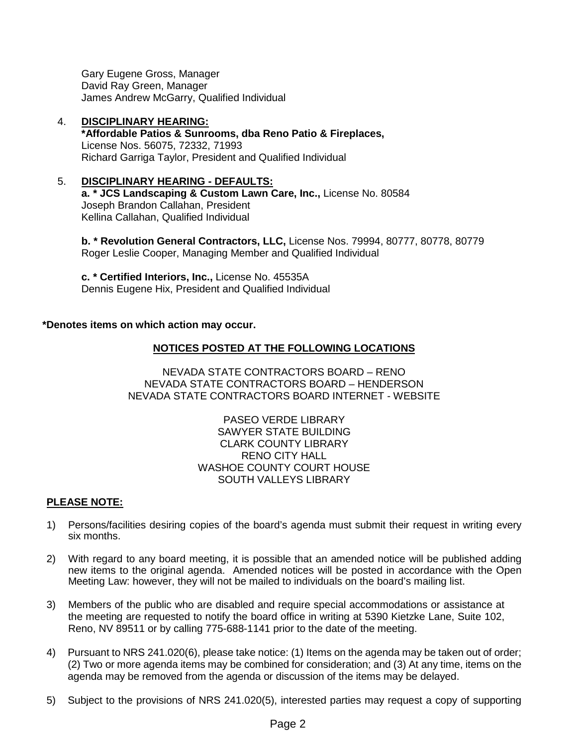Gary Eugene Gross, Manager
David Ray Green, Manager
James Andrew McGarry, Qualified Individual

4. **DISCIPLINARY HEARING:**
   **\*Affordable Patios & Sunrooms, dba Reno Patio & Fireplaces,**
   License Nos. 56075, 72332, 71993
   Richard Garriga Taylor, President and Qualified Individual

5. **DISCIPLINARY HEARING - DEFAULTS:**
   **a. \* JCS Landscaping & Custom Lawn Care, Inc.,** License No. 80584
   Joseph Brandon Callahan, President
   Kellina Callahan, Qualified Individual

   **b. \* Revolution General Contractors, LLC,** License Nos. 79994, 80777, 80778, 80779
   Roger Leslie Cooper, Managing Member and Qualified Individual

   **c. \* Certified Interiors, Inc.,** License No. 45535A
   Dennis Eugene Hix, President and Qualified Individual

**\*Denotes items on which action may occur.**

**NOTICES POSTED AT THE FOLLOWING LOCATIONS**

NEVADA STATE CONTRACTORS BOARD – RENO
NEVADA STATE CONTRACTORS BOARD – HENDERSON
NEVADA STATE CONTRACTORS BOARD INTERNET - WEBSITE

PASEO VERDE LIBRARY
SAWYER STATE BUILDING
CLARK COUNTY LIBRARY
RENO CITY HALL
WASHOE COUNTY COURT HOUSE
SOUTH VALLEYS LIBRARY

**PLEASE NOTE:**

1) Persons/facilities desiring copies of the board's agenda must submit their request in writing every six months.

2) With regard to any board meeting, it is possible that an amended notice will be published adding new items to the original agenda. Amended notices will be posted in accordance with the Open Meeting Law: however, they will not be mailed to individuals on the board's mailing list.

3) Members of the public who are disabled and require special accommodations or assistance at the meeting are requested to notify the board office in writing at 5390 Kietzke Lane, Suite 102, Reno, NV 89511 or by calling 775-688-1141 prior to the date of the meeting.

4) Pursuant to NRS 241.020(6), please take notice: (1) Items on the agenda may be taken out of order; (2) Two or more agenda items may be combined for consideration; and (3) At any time, items on the agenda may be removed from the agenda or discussion of the items may be delayed.

5) Subject to the provisions of NRS 241.020(5), interested parties may request a copy of supporting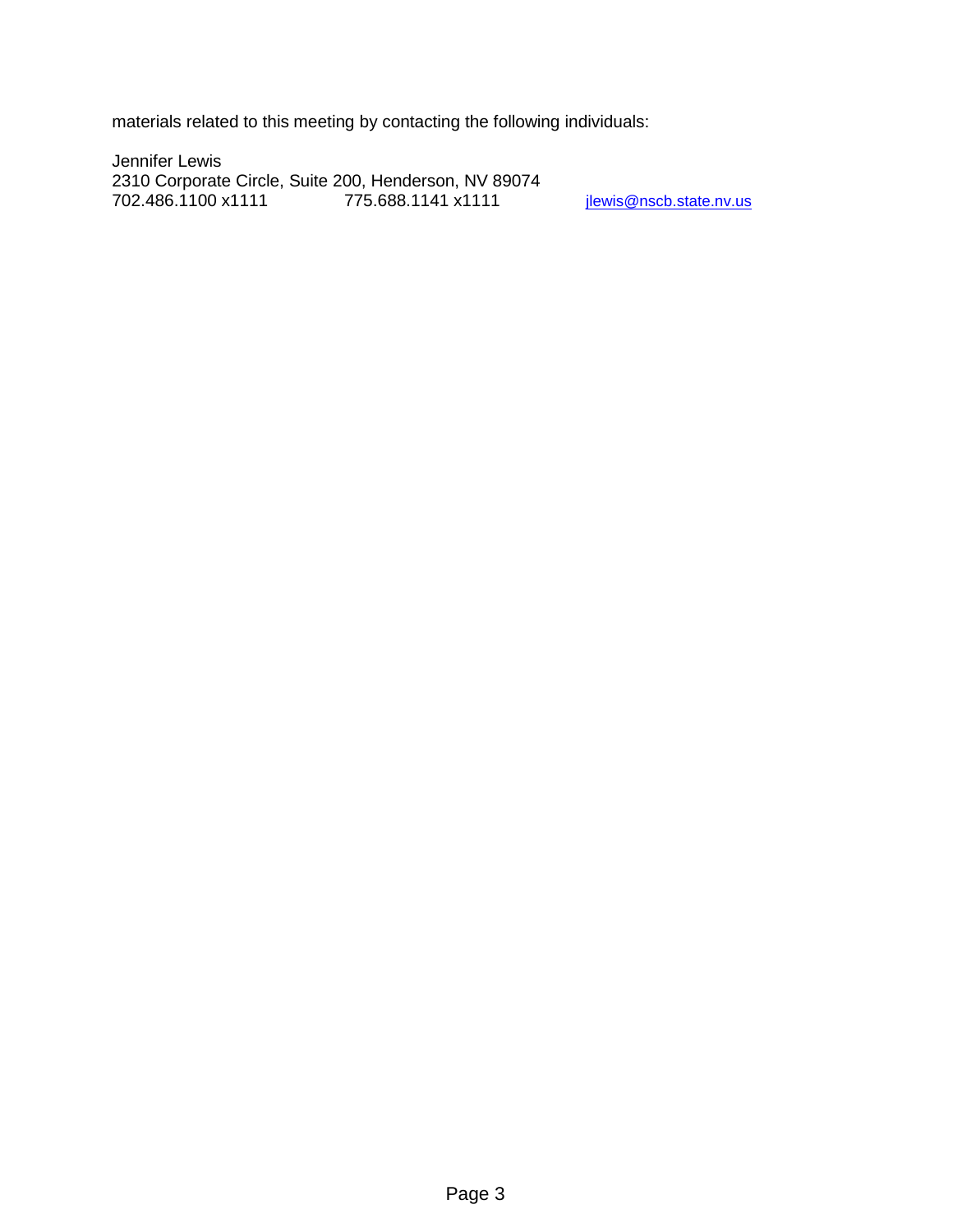materials related to this meeting by contacting the following individuals:

Jennifer Lewis
2310 Corporate Circle, Suite 200, Henderson, NV 89074
702.486.1100 x1111 775.688.1141 x1111 jlewis@nscb.state.nv.us